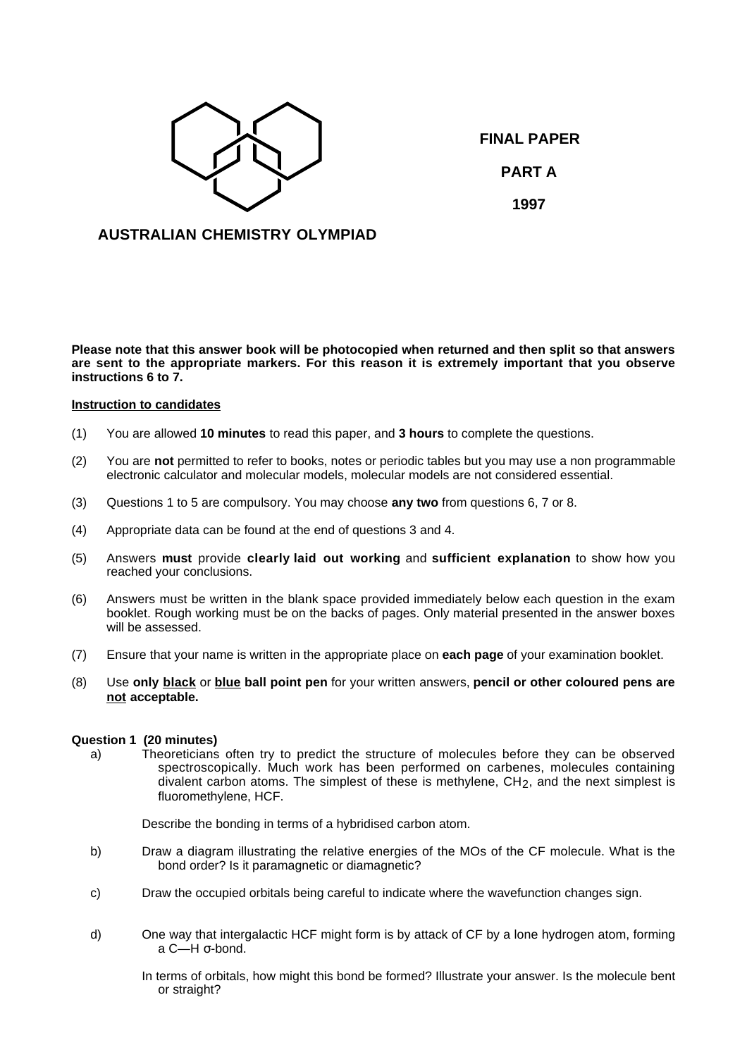**FINAL PAPER**

**PART A**

**1997**

**AUSTRALIAN CHEMISTRY OLYMPIAD**

**Please note that this answer book will be photocopied when returned and then split so that answers are sent to the appropriate markers. For this reason it is extremely important that you observe instructions 6 to 7.**

**<u>Instruction to candidates</u>**

(1) You are allowed **10 minutes** to read this paper, and **3 hours** to complete the questions.

(2) You are **not** permitted to refer to books, notes or periodic tables but you may use a non programmable electronic calculator and molecular models, molecular models are not considered essential.

(3) Questions 1 to 5 are compulsory. You may choose **any two** from questions 6, 7 or 8.

(4) Appropriate data can be found at the end of questions 3 and 4.

(5) Answers **must** provide **clearly laid out working** and **sufficient explanation** to show how you reached your conclusions.

(6) Answers must be written in the blank space provided immediately below each question in the exam booklet. Rough working must be on the backs of pages. Only material presented in the answer boxes will be assessed.

(7) Ensure that your name is written in the appropriate place on **each page** of your examination booklet.

(8) Use **only <u>black</u>** or **<u>blue</u> ball point pen** for your written answers, **pencil or other coloured pens are <u>not</u> acceptable.**

**Question 1 (20 minutes)**

a) Theoreticians often try to predict the structure of molecules before they can be observed spectroscopically. Much work has been performed on carbenes, molecules containing divalent carbon atoms. The simplest of these is methylene, $CH_2$, and the next simplest is fluoromethylene, HCF.

Describe the bonding in terms of a hybridised carbon atom.

b) Draw a diagram illustrating the relative energies of the MOs of the CF molecule. What is the bond order? Is it paramagnetic or diamagnetic?

c) Draw the occupied orbitals being careful to indicate where the wavefunction changes sign.

d) One way that intergalactic HCF might form is by attack of CF by a lone hydrogen atom, forming a C—H σ-bond.

In terms of orbitals, how might this bond be formed? Illustrate your answer. Is the molecule bent or straight?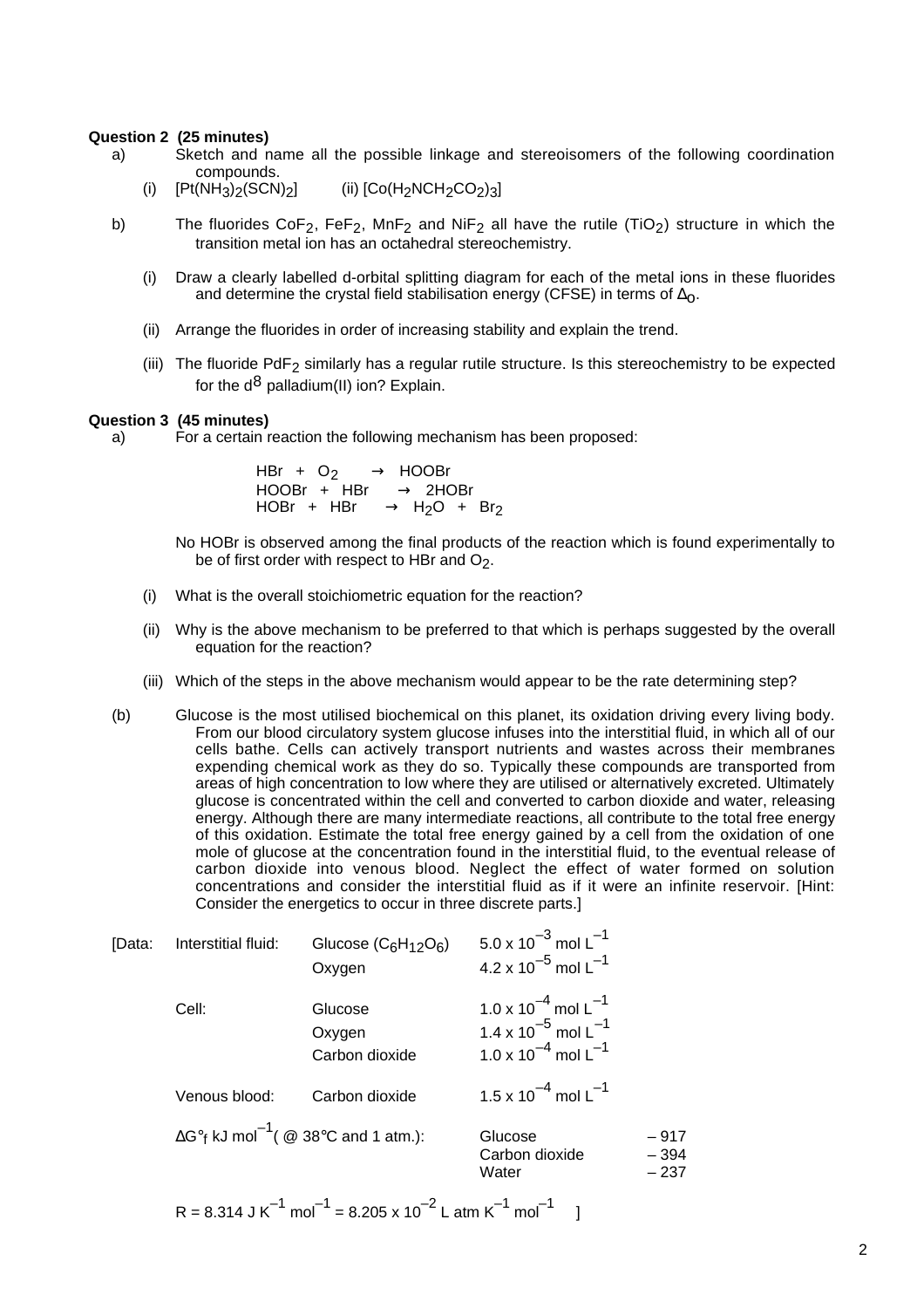**Question 2 (25 minutes)**

a) Sketch and name all the possible linkage and stereoisomers of the following coordination compounds.

(i) $[Pt(NH_3)_2(SCN)_2]$ (ii) $[Co(H_2NCH_2CO_2)_3]$

b) The fluorides $CoF_2$, $FeF_2$, $MnF_2$ and $NiF_2$ all have the rutile ($TiO_2$) structure in which the transition metal ion has an octahedral stereochemistry.

(i) Draw a clearly labelled d-orbital splitting diagram for each of the metal ions in these fluorides and determine the crystal field stabilisation energy (CFSE) in terms of $\Delta_o$.

(ii) Arrange the fluorides in order of increasing stability and explain the trend.

(iii) The fluoride $PdF_2$ similarly has a regular rutile structure. Is this stereochemistry to be expected for the $d^8$ palladium(II) ion? Explain.

**Question 3 (45 minutes)**

a) For a certain reaction the following mechanism has been proposed:

$$HBr + O_2 \rightarrow HOOBr$$
$$HOOBr + HBr \rightarrow 2HOBr$$
$$HOBr + HBr \rightarrow H_2O + Br_2$$

No HOBr is observed among the final products of the reaction which is found experimentally to be of first order with respect to HBr and $O_2$.

(i) What is the overall stoichiometric equation for the reaction?

(ii) Why is the above mechanism to be preferred to that which is perhaps suggested by the overall equation for the reaction?

(iii) Which of the steps in the above mechanism would appear to be the rate determining step?

(b) Glucose is the most utilised biochemical on this planet, its oxidation driving every living body. From our blood circulatory system glucose infuses into the interstitial fluid, in which all of our cells bathe. Cells can actively transport nutrients and wastes across their membranes expending chemical work as they do so. Typically these compounds are transported from areas of high concentration to low where they are utilised or alternatively excreted. Ultimately glucose is concentrated within the cell and converted to carbon dioxide and water, releasing energy. Although there are many intermediate reactions, all contribute to the total free energy of this oxidation. Estimate the total free energy gained by a cell from the oxidation of one mole of glucose at the concentration found in the interstitial fluid, to the eventual release of carbon dioxide into venous blood. Neglect the effect of water formed on solution concentrations and consider the interstitial fluid as if it were an infinite reservoir. [Hint: Consider the energetics to occur in three discrete parts.]

[Data:

| | | |
|---|---|---|
| Interstitial fluid: | Glucose ($C_6H_{12}O_6$) | $5.0 \times 10^{-3}$ mol $L^{-1}$ |
| | Oxygen | $4.2 \times 10^{-5}$ mol $L^{-1}$ |
| Cell: | Glucose | $1.0 \times 10^{-4}$ mol $L^{-1}$ |
| | Oxygen | $1.4 \times 10^{-5}$ mol $L^{-1}$ |
| | Carbon dioxide | $1.0 \times 10^{-4}$ mol $L^{-1}$ |
| Venous blood: | Carbon dioxide | $1.5 \times 10^{-4}$ mol $L^{-1}$ |

| $\Delta G°_f$ kJ $mol^{-1}$ ( @ 38°C and 1 atm.): | |
|---|---|
| Glucose | – 917 |
| Carbon dioxide | – 394 |
| Water | – 237 |

$R = 8.314$ J $K^{-1}$ $mol^{-1}$ = $8.205 \times 10^{-2}$ L atm $K^{-1}$ $mol^{-1}$ ]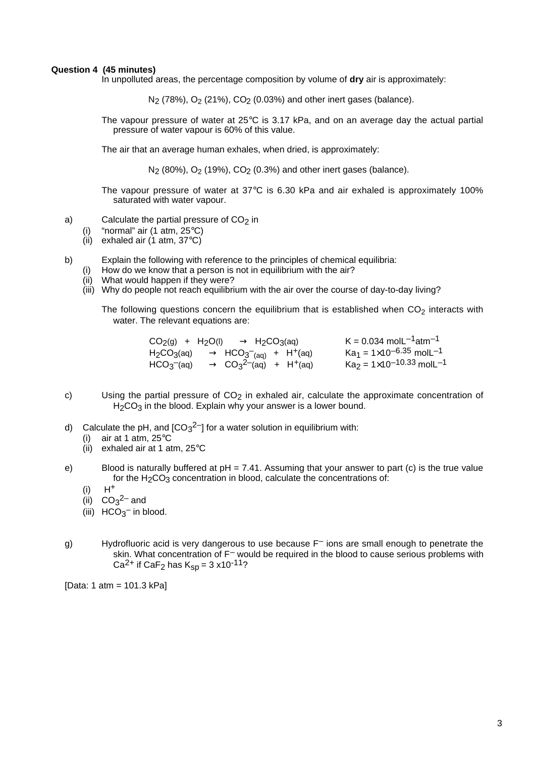**Question 4 (45 minutes)**

In unpolluted areas, the percentage composition by volume of **dry** air is approximately:

$N_2$ (78%), $O_2$ (21%), $CO_2$ (0.03%) and other inert gases (balance).

The vapour pressure of water at 25°C is 3.17 kPa, and on an average day the actual partial pressure of water vapour is 60% of this value.

The air that an average human exhales, when dried, is approximately:

$N_2$ (80%), $O_2$ (19%), $CO_2$ (0.3%) and other inert gases (balance).

The vapour pressure of water at 37°C is 6.30 kPa and air exhaled is approximately 100% saturated with water vapour.

a) Calculate the partial pressure of $CO_2$ in
   (i) "normal" air (1 atm, 25°C)
   (ii) exhaled air (1 atm, 37°C)

b) Explain the following with reference to the principles of chemical equilibria:
   (i) How do we know that a person is not in equilibrium with the air?
   (ii) What would happen if they were?
   (iii) Why do people not reach equilibrium with the air over the course of day-to-day living?

The following questions concern the equilibrium that is established when $CO_2$ interacts with water. The relevant equations are:

| | |
|---|---|
| $CO_2(g) + H_2O(l) \rightarrow H_2CO_3(aq)$ | $K = 0.034$ $molL^{-1}atm^{-1}$ |
| $H_2CO_3(aq) \rightarrow HCO_3^-(aq) + H^+(aq)$ | $Ka_1 = 1{\times}10^{-6.35}$ $molL^{-1}$ |
| $HCO_3^-(aq) \rightarrow CO_3^{2-}(aq) + H^+(aq)$ | $Ka_2 = 1{\times}10^{-10.33}$ $molL^{-1}$ |

c) Using the partial pressure of $CO_2$ in exhaled air, calculate the approximate concentration of $H_2CO_3$ in the blood. Explain why your answer is a lower bound.

d) Calculate the pH, and $[CO_3^{2-}]$ for a water solution in equilibrium with:
   (i) air at 1 atm, 25°C
   (ii) exhaled air at 1 atm, 25°C

e) Blood is naturally buffered at pH = 7.41. Assuming that your answer to part (c) is the true value for the $H_2CO_3$ concentration in blood, calculate the concentrations of:
   (i) $H^+$
   (ii) $CO_3^{2-}$ and
   (iii) $HCO_3^-$ in blood.

g) Hydrofluoric acid is very dangerous to use because $F^-$ ions are small enough to penetrate the skin. What concentration of $F^-$ would be required in the blood to cause serious problems with $Ca^{2+}$ if $CaF_2$ has $K_{sp} = 3 \times 10^{-11}$?

[Data: 1 atm = 101.3 kPa]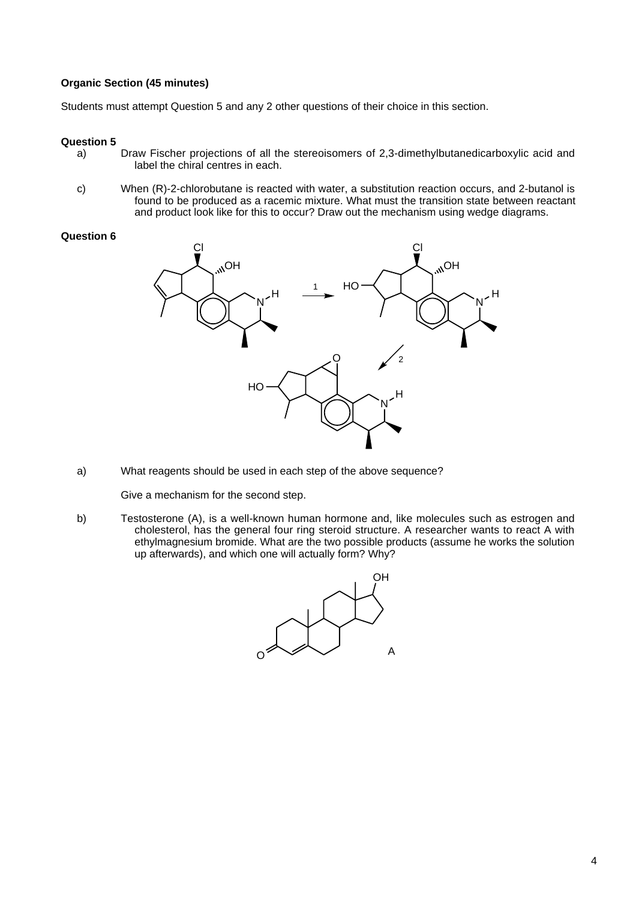**Organic Section (45 minutes)**

Students must attempt Question 5 and any 2 other questions of their choice in this section.

**Question 5**

a) Draw Fischer projections of all the stereoisomers of 2,3-dimethylbutanedicarboxylic acid and label the chiral centres in each.

c) When (R)-2-chlorobutane is reacted with water, a substitution reaction occurs, and 2-butanol is found to be produced as a racemic mixture. What must the transition state between reactant and product look like for this to occur? Draw out the mechanism using wedge diagrams.

**Question 6**

a) What reagents should be used in each step of the above sequence?

Give a mechanism for the second step.

b) Testosterone (A), is a well-known human hormone and, like molecules such as estrogen and cholesterol, has the general four ring steroid structure. A researcher wants to react A with ethylmagnesium bromide. What are the two possible products (assume he works the solution up afterwards), and which one will actually form? Why?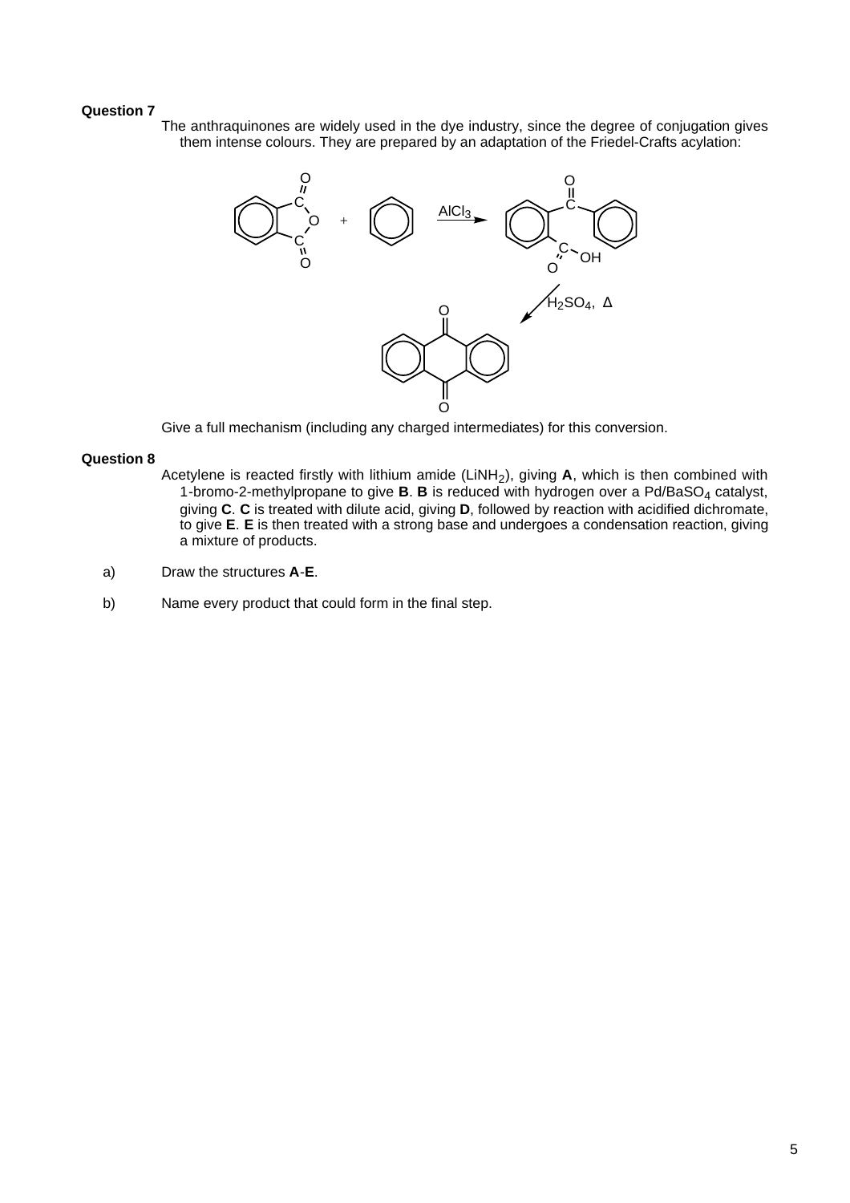**Question 7**

The anthraquinones are widely used in the dye industry, since the degree of conjugation gives them intense colours. They are prepared by an adaptation of the Friedel-Crafts acylation:

$AlCl_3$

$H_2SO_4$, Δ

Give a full mechanism (including any charged intermediates) for this conversion.

**Question 8**

Acetylene is reacted firstly with lithium amide ($LiNH_2$), giving **A**, which is then combined with 1-bromo-2-methylpropane to give **B**. **B** is reduced with hydrogen over a $Pd/BaSO_4$ catalyst, giving **C**. **C** is treated with dilute acid, giving **D**, followed by reaction with acidified dichromate, to give **E**. **E** is then treated with a strong base and undergoes a condensation reaction, giving a mixture of products.

a) Draw the structures **A**-**E**.

b) Name every product that could form in the final step.